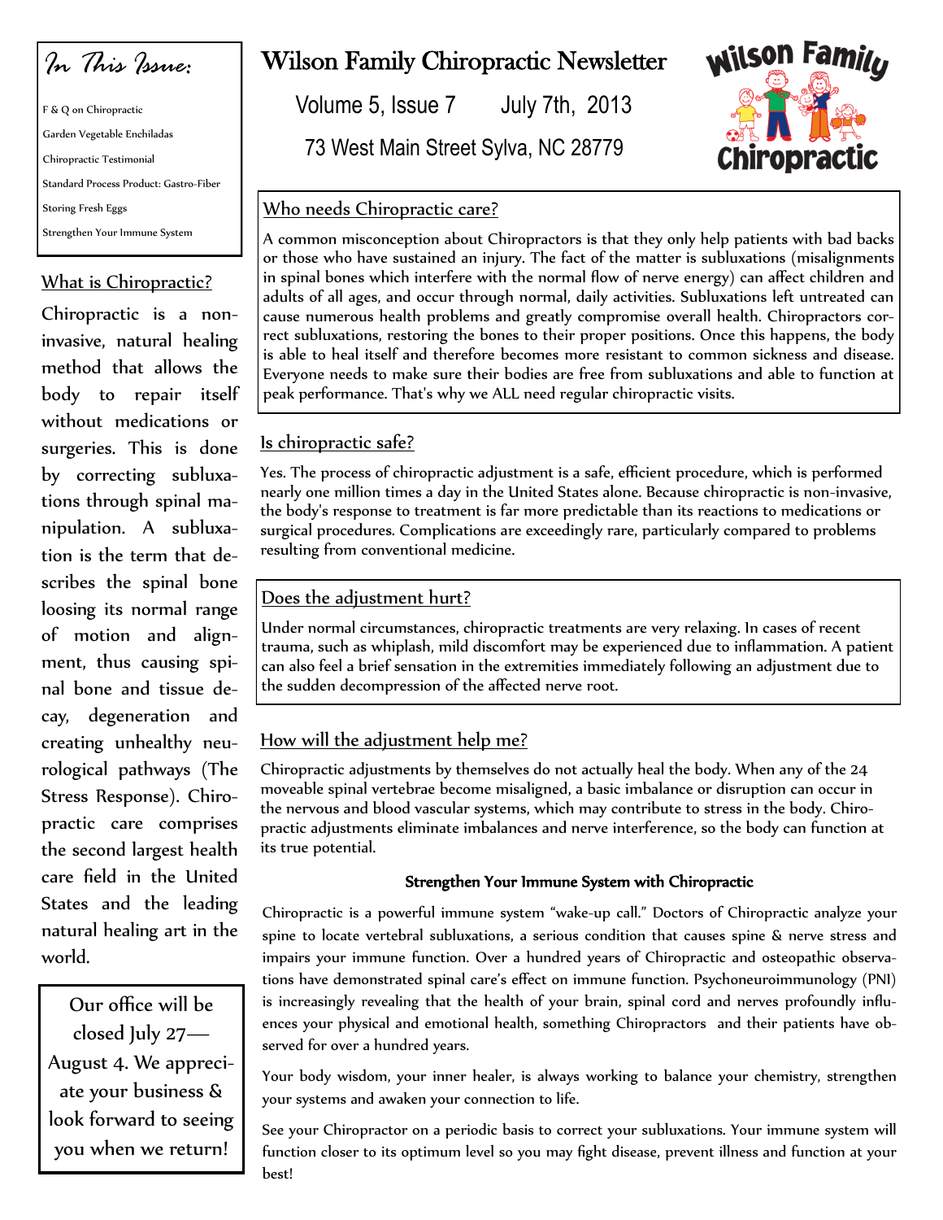# Wilson Family Chiropractic Newsletter

Volume 5, Issue 7 July 7th, 2013

73 West Main Street Sylva, NC 28779

*In This Issue:*

- F & Q on Chiropractic
- Garden Vegetable Enchiladas
- Chiropractic Testimonial
- Standard Process Product: Gastro-Fiber
- Storing Fresh Eggs
- Strengthen Your Immune System

## What is Chiropractic?

Chiropractic is a non-invasive, natural healing method that allows the body to repair itself without medications or surgeries. This is done by correcting subluxations through spinal manipulation. A subluxation is the term that describes the spinal bone loosing its normal range of motion and alignment, thus causing spinal bone and tissue decay, degeneration and creating unhealthy neurological pathways (The Stress Response). Chiropractic care comprises the second largest health care field in the United States and the leading natural healing art in the world.

Our office will be closed July 27— August 4. We appreciate your business & look forward to seeing you when we return!

## Who needs Chiropractic care?

A common misconception about Chiropractors is that they only help patients with bad backs or those who have sustained an injury. The fact of the matter is subluxations (misalignments in spinal bones which interfere with the normal flow of nerve energy) can affect children and adults of all ages, and occur through normal, daily activities. Subluxations left untreated can cause numerous health problems and greatly compromise overall health. Chiropractors correct subluxations, restoring the bones to their proper positions. Once this happens, the body is able to heal itself and therefore becomes more resistant to common sickness and disease. Everyone needs to make sure their bodies are free from subluxations and able to function at peak performance. That's why we ALL need regular chiropractic visits.

## Is chiropractic safe?

Yes. The process of chiropractic adjustment is a safe, efficient procedure, which is performed nearly one million times a day in the United States alone. Because chiropractic is non-invasive, the body's response to treatment is far more predictable than its reactions to medications or surgical procedures. Complications are exceedingly rare, particularly compared to problems resulting from conventional medicine.

## Does the adjustment hurt?

Under normal circumstances, chiropractic treatments are very relaxing. In cases of recent trauma, such as whiplash, mild discomfort may be experienced due to inflammation. A patient can also feel a brief sensation in the extremities immediately following an adjustment due to the sudden decompression of the affected nerve root.

## How will the adjustment help me?

Chiropractic adjustments by themselves do not actually heal the body. When any of the 24 moveable spinal vertebrae become misaligned, a basic imbalance or disruption can occur in the nervous and blood vascular systems, which may contribute to stress in the body. Chiropractic adjustments eliminate imbalances and nerve interference, so the body can function at its true potential.

### Strengthen Your Immune System with Chiropractic

Chiropractic is a powerful immune system "wake-up call." Doctors of Chiropractic analyze your spine to locate vertebral subluxations, a serious condition that causes spine & nerve stress and impairs your immune function. Over a hundred years of Chiropractic and osteopathic observations have demonstrated spinal care's effect on immune function. Psychoneuroimmunology (PNI) is increasingly revealing that the health of your brain, spinal cord and nerves profoundly influences your physical and emotional health, something Chiropractors and their patients have observed for over a hundred years.

Your body wisdom, your inner healer, is always working to balance your chemistry, strengthen your systems and awaken your connection to life.

See your Chiropractor on a periodic basis to correct your subluxations. Your immune system will function closer to its optimum level so you may fight disease, prevent illness and function at your best!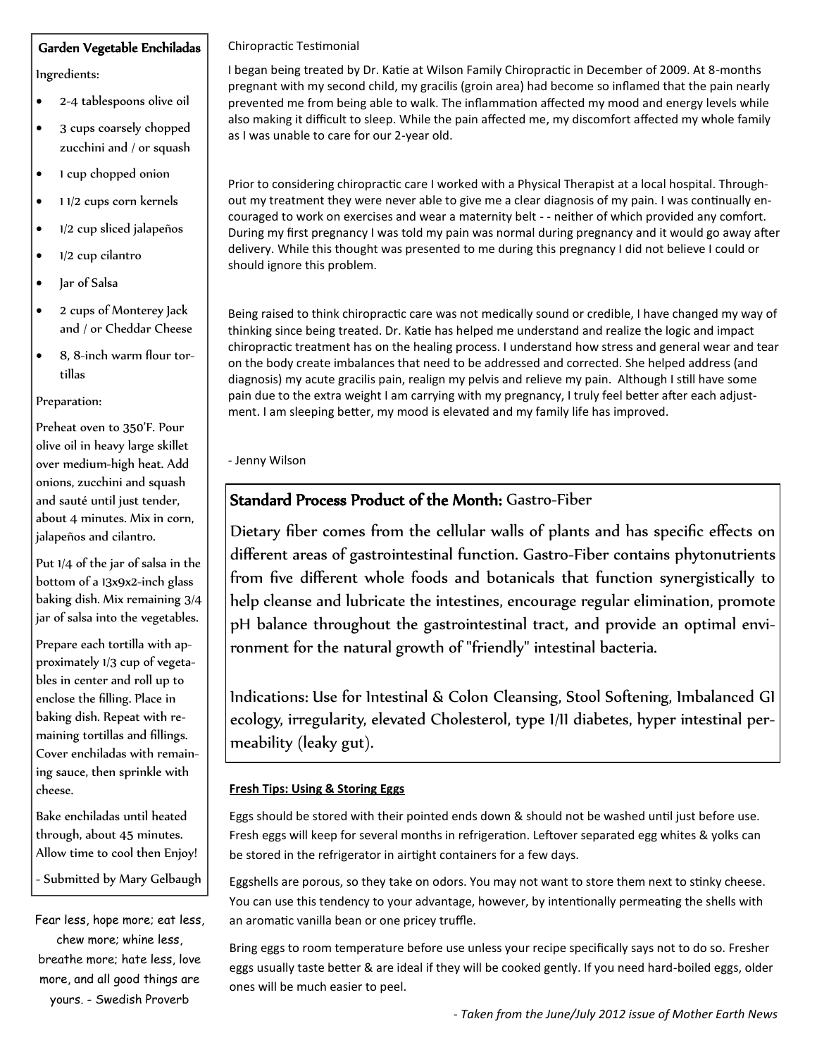### Garden Vegetable Enchiladas

Ingredients:

- 2-4 tablespoons olive oil
- 3 cups coarsely chopped zucchini and / or squash
- 1 cup chopped onion
- 1 1/2 cups corn kernels
- 1/2 cup sliced jalapeños
- 1/2 cup cilantro
- Jar of Salsa
- 2 cups of Monterey Jack and / or Cheddar Cheese
- 8, 8-inch warm flour tortillas

Preparation:

Preheat oven to 350'F. Pour olive oil in heavy large skillet over medium-high heat. Add onions, zucchini and squash and sauté until just tender, about 4 minutes. Mix in corn, jalapeños and cilantro.

Put 1/4 of the jar of salsa in the bottom of a 13x9x2-inch glass baking dish. Mix remaining 3/4 jar of salsa into the vegetables.

Prepare each tortilla with approximately 1/3 cup of vegetables in center and roll up to enclose the filling. Place in baking dish. Repeat with remaining tortillas and fillings. Cover enchiladas with remaining sauce, then sprinkle with cheese.

Bake enchiladas until heated through, about 45 minutes. Allow time to cool then Enjoy!

- Submitted by Mary Gelbaugh

Fear less, hope more; eat less, chew more; whine less, breathe more; hate less, love more, and all good things are yours. - Swedish Proverb

Chiropractic Testimonial

I began being treated by Dr. Katie at Wilson Family Chiropractic in December of 2009. At 8-months pregnant with my second child, my gracilis (groin area) had become so inflamed that the pain nearly prevented me from being able to walk. The inflammation affected my mood and energy levels while also making it difficult to sleep. While the pain affected me, my discomfort affected my whole family as I was unable to care for our 2-year old.

Prior to considering chiropractic care I worked with a Physical Therapist at a local hospital. Throughout my treatment they were never able to give me a clear diagnosis of my pain. I was continually encouraged to work on exercises and wear a maternity belt - - neither of which provided any comfort. During my first pregnancy I was told my pain was normal during pregnancy and it would go away after delivery. While this thought was presented to me during this pregnancy I did not believe I could or should ignore this problem.

Being raised to think chiropractic care was not medically sound or credible, I have changed my way of thinking since being treated. Dr. Katie has helped me understand and realize the logic and impact chiropractic treatment has on the healing process. I understand how stress and general wear and tear on the body create imbalances that need to be addressed and corrected. She helped address (and diagnosis) my acute gracilis pain, realign my pelvis and relieve my pain. Although I still have some pain due to the extra weight I am carrying with my pregnancy, I truly feel better after each adjustment. I am sleeping better, my mood is elevated and my family life has improved.

- Jenny Wilson

### Standard Process Product of the Month: Gastro-Fiber

Dietary fiber comes from the cellular walls of plants and has specific effects on different areas of gastrointestinal function. Gastro-Fiber contains phytonutrients from five different whole foods and botanicals that function synergistically to help cleanse and lubricate the intestines, encourage regular elimination, promote pH balance throughout the gastrointestinal tract, and provide an optimal environment for the natural growth of "friendly" intestinal bacteria.

Indications: Use for Intestinal & Colon Cleansing, Stool Softening, Imbalanced GI ecology, irregularity, elevated Cholesterol, type I/II diabetes, hyper intestinal permeability (leaky gut).

**Fresh Tips: Using & Storing Eggs**

Eggs should be stored with their pointed ends down & should not be washed until just before use. Fresh eggs will keep for several months in refrigeration. Leftover separated egg whites & yolks can be stored in the refrigerator in airtight containers for a few days.

Eggshells are porous, so they take on odors. You may not want to store them next to stinky cheese. You can use this tendency to your advantage, however, by intentionally permeating the shells with an aromatic vanilla bean or one pricey truffle.

Bring eggs to room temperature before use unless your recipe specifically says not to do so. Fresher eggs usually taste better & are ideal if they will be cooked gently. If you need hard-boiled eggs, older ones will be much easier to peel.

*- Taken from the June/July 2012 issue of Mother Earth News*